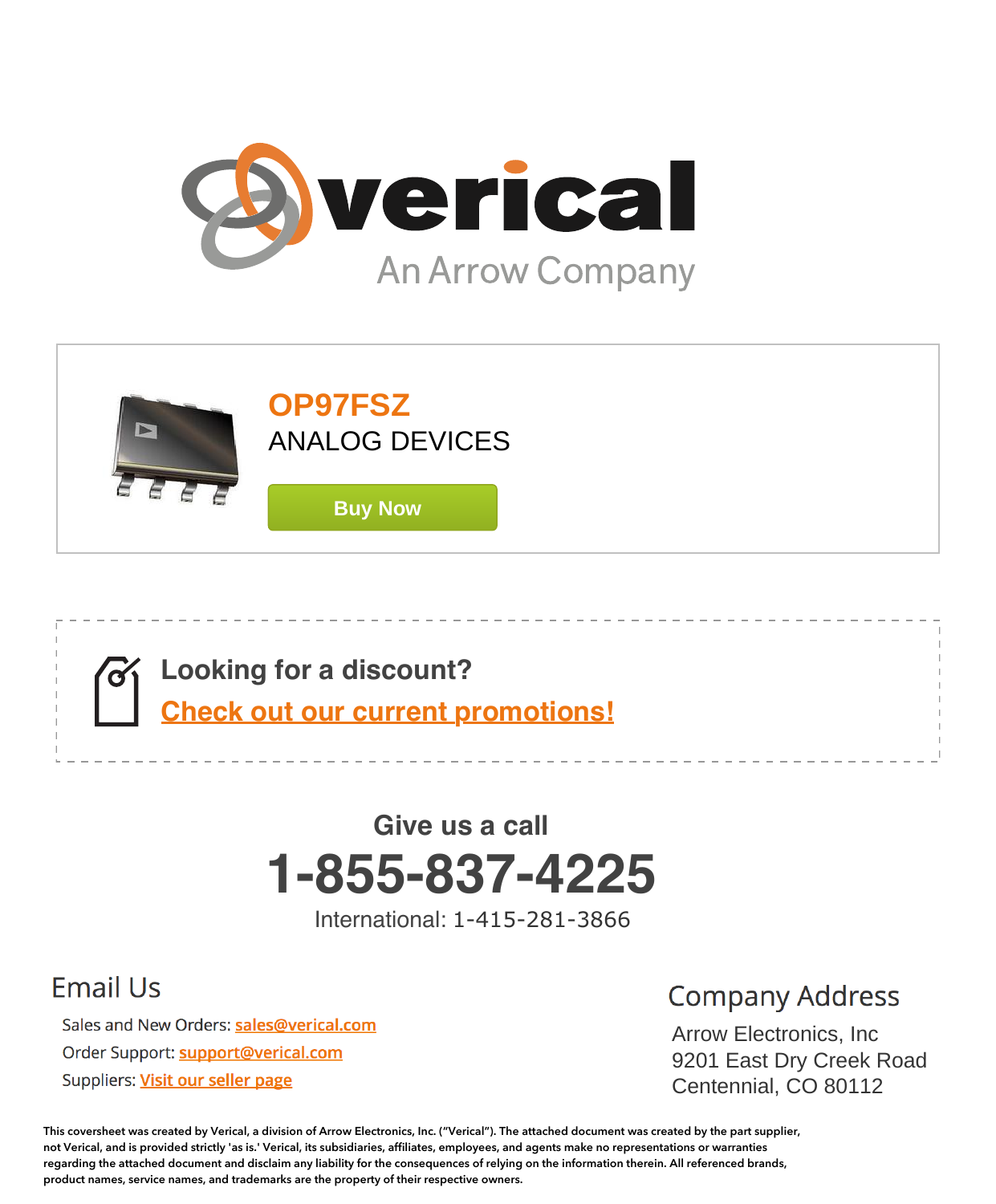verical

An Arrow Company

# OP97FSZ

ANALOG DEVICES

Buy Now

**Looking for a discount?**

**Check out our current promotions!**

## Give us a call

# 1-855-837-4225

International: 1-415-281-3866

## Email Us

Sales and New Orders: sales@verical.com

Order Support: support@verical.com

Suppliers: Visit our seller page

## Company Address

Arrow Electronics, Inc
9201 East Dry Creek Road
Centennial, CO 80112

This coversheet was created by Verical, a division of Arrow Electronics, Inc. ("Verical"). The attached document was created by the part supplier, not Verical, and is provided strictly 'as is.' Verical, its subsidiaries, affiliates, employees, and agents make no representations or warranties regarding the attached document and disclaim any liability for the consequences of relying on the information therein. All referenced brands, product names, service names, and trademarks are the property of their respective owners.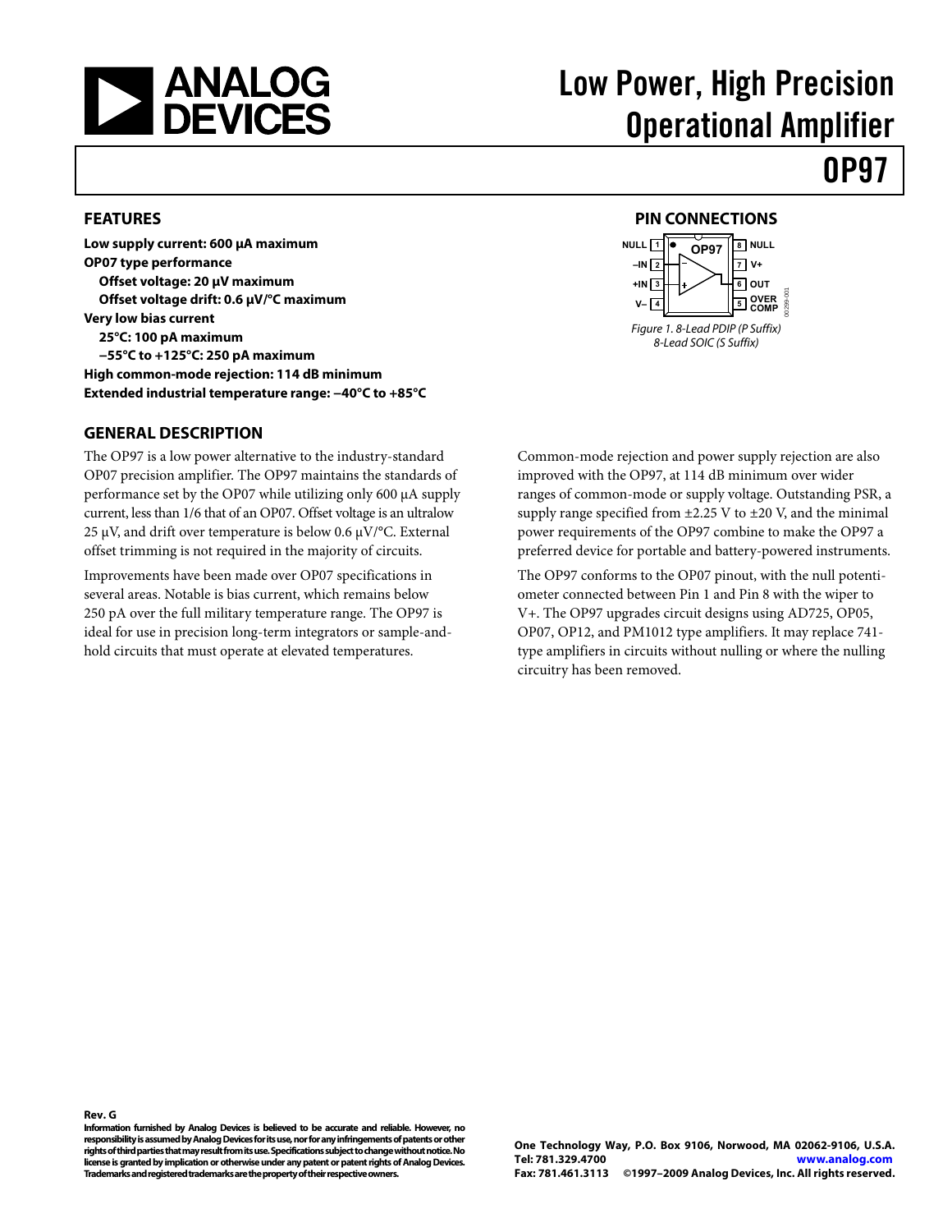# Low Power, High Precision Operational Amplifier

# OP97

## FEATURES

**Low supply current: 600 μA maximum**
**OP07 type performance**
- **Offset voltage: 20 μV maximum**
- **Offset voltage drift: 0.6 μV/°C maximum**

**Very low bias current**
- **25°C: 100 pA maximum**
- **−55°C to +125°C: 250 pA maximum**

**High common-mode rejection: 114 dB minimum**
**Extended industrial temperature range: −40°C to +85°C**

## PIN CONNECTIONS

| Pin | Name | Pin | Name |
|---|---|---|---|
| 1 | NULL | 8 | NULL |
| 2 | –IN | 7 | V+ |
| 3 | +IN | 6 | OUT |
| 4 | V– | 5 | OVER COMP |

*Figure 1. 8-Lead PDIP (P Suffix) 8-Lead SOIC (S Suffix)*

## GENERAL DESCRIPTION

The OP97 is a low power alternative to the industry-standard OP07 precision amplifier. The OP97 maintains the standards of performance set by the OP07 while utilizing only 600 μA supply current, less than 1/6 that of an OP07. Offset voltage is an ultralow 25 μV, and drift over temperature is below 0.6 μV/°C. External offset trimming is not required in the majority of circuits.

Improvements have been made over OP07 specifications in several areas. Notable is bias current, which remains below 250 pA over the full military temperature range. The OP97 is ideal for use in precision long-term integrators or sample-and-hold circuits that must operate at elevated temperatures.

Common-mode rejection and power supply rejection are also improved with the OP97, at 114 dB minimum over wider ranges of common-mode or supply voltage. Outstanding PSR, a supply range specified from ±2.25 V to ±20 V, and the minimal power requirements of the OP97 combine to make the OP97 a preferred device for portable and battery-powered instruments.

The OP97 conforms to the OP07 pinout, with the null potentiometer connected between Pin 1 and Pin 8 with the wiper to V+. The OP97 upgrades circuit designs using AD725, OP05, OP07, OP12, and PM1012 type amplifiers. It may replace 741-type amplifiers in circuits without nulling or where the nulling circuitry has been removed.

**Rev. G**

**Information furnished by Analog Devices is believed to be accurate and reliable. However, no responsibility is assumed by Analog Devices for its use, nor for any infringements of patents or other rights of third parties that may result from its use. Specifications subject to change without notice. No license is granted by implication or otherwise under any patent or patent rights of Analog Devices. Trademarks and registered trademarks are the property of their respective owners.**

**One Technology Way, P.O. Box 9106, Norwood, MA 02062-9106, U.S.A.**
**Tel: 781.329.4700 www.analog.com**
**Fax: 781.461.3113 ©1997–2009 Analog Devices, Inc. All rights reserved.**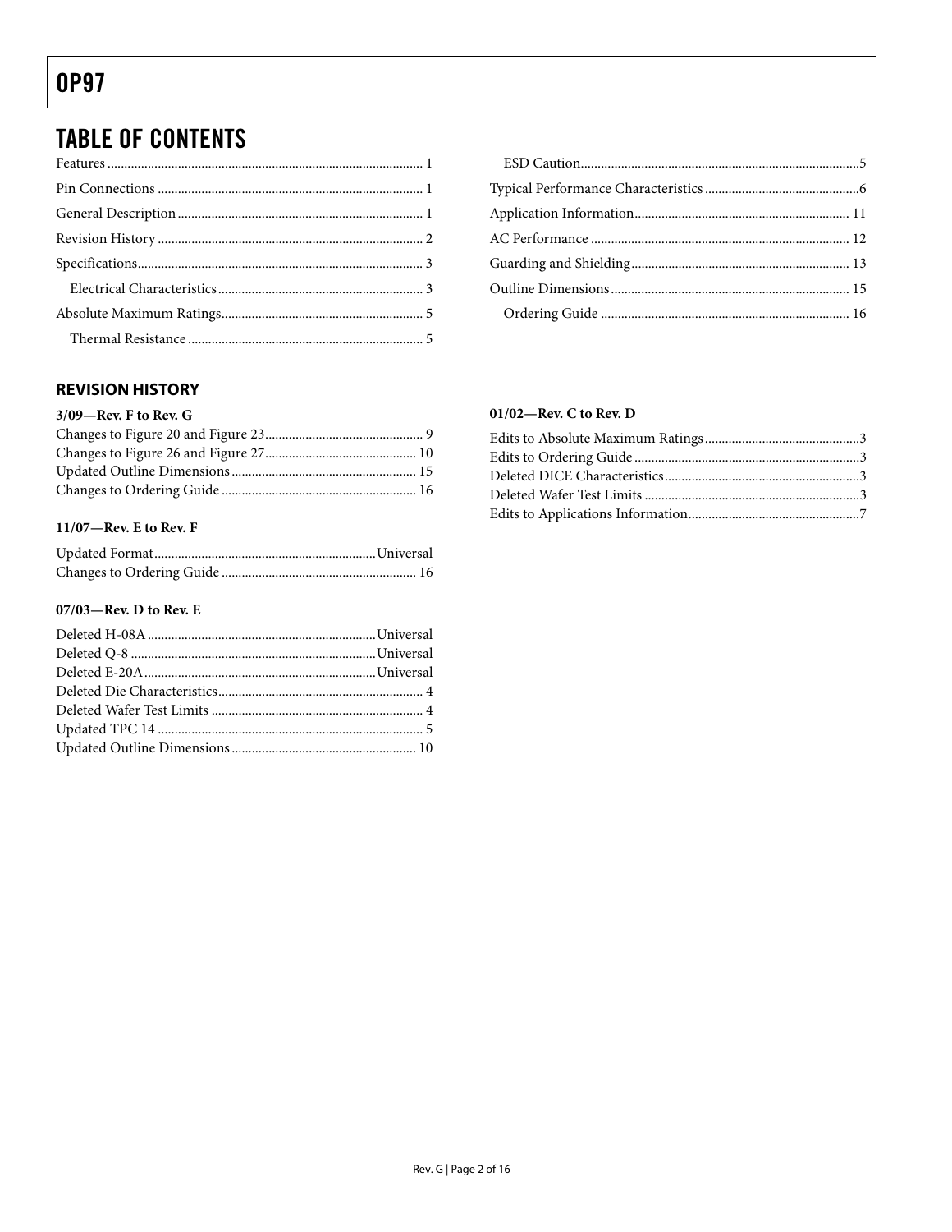## TABLE OF CONTENTS

Features ........................................................................................ 1
Pin Connections .............................................................................. 1
General Description ........................................................................ 1
Revision History .............................................................................. 2
Specifications.................................................................................... 3
  Electrical Characteristics ............................................................. 3
Absolute Maximum Ratings ........................................................... 5
  Thermal Resistance ...................................................................... 5
  ESD Caution.................................................................................. 5
Typical Performance Characteristics ............................................. 6
Application Information ............................................................... 11
AC Performance ............................................................................ 12
Guarding and Shielding ................................................................ 13
Outline Dimensions ...................................................................... 15
  Ordering Guide .......................................................................... 16

### REVISION HISTORY

**3/09—Rev. F to Rev. G**

Changes to Figure 20 and Figure 23 .............................................. 9
Changes to Figure 26 and Figure 27 ............................................ 10
Updated Outline Dimensions ...................................................... 15
Changes to Ordering Guide ......................................................... 16

**11/07—Rev. E to Rev. F**

Updated Format ................................................................ Universal
Changes to Ordering Guide ......................................................... 16

**07/03—Rev. D to Rev. E**

Deleted H-08A .................................................................. Universal
Deleted Q-8 ....................................................................... Universal
Deleted E-20A ................................................................... Universal
Deleted Die Characteristics ............................................................ 4
Deleted Wafer Test Limits .............................................................. 4
Updated TPC 14 .............................................................................. 5
Updated Outline Dimensions ...................................................... 10

**01/02—Rev. C to Rev. D**

Edits to Absolute Maximum Ratings ............................................. 3
Edits to Ordering Guide .................................................................. 3
Deleted DICE Characteristics ......................................................... 3
Deleted Wafer Test Limits ............................................................... 3
Edits to Applications Information .................................................. 7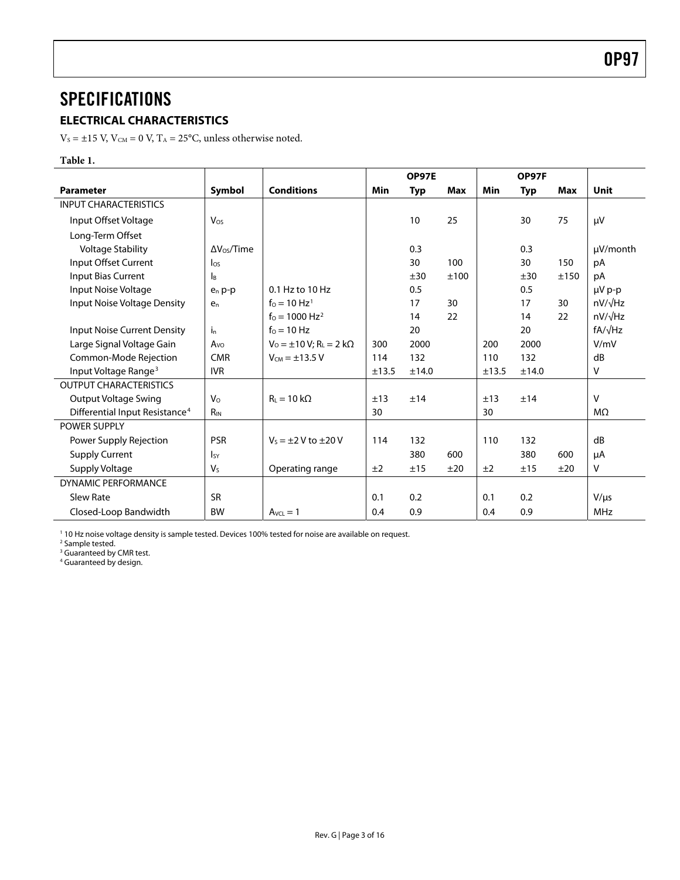// SPECIFICATIONS

## ELECTRICAL CHARACTERISTICS

$V_S = \pm15$ V, $V_{CM} = 0$ V, $T_A = 25°C$, unless otherwise noted.

**Table 1.**

| | | | OP97E | | | OP97F | | | |
|---|---|---|---|---|---|---|---|---|---|
| **Parameter** | **Symbol** | **Conditions** | **Min** | **Typ** | **Max** | **Min** | **Typ** | **Max** | **Unit** |
| INPUT CHARACTERISTICS | | | | | | | | | |
| Input Offset Voltage | $V_{OS}$ | | | 10 | 25 | | 30 | 75 | μV |
| Long-Term Offset Voltage Stability | $\Delta V_{OS}$/Time | | | 0.3 | | | 0.3 | | μV/month |
| Input Offset Current | $I_{OS}$ | | | 30 | 100 | | 30 | 150 | pA |
| Input Bias Current | $I_B$ | | | ±30 | ±100 | | ±30 | ±150 | pA |
| Input Noise Voltage | $e_n$ p-p | 0.1 Hz to 10 Hz | | 0.5 | | | 0.5 | | μV p-p |
| Input Noise Voltage Density | $e_n$ | $f_O = 10$ Hz[1] | | 17 | 30 | | 17 | 30 | nV/√Hz |
| | | $f_O = 1000$ Hz[2] | | 14 | 22 | | 14 | 22 | nV/√Hz |
| Input Noise Current Density | $i_n$ | $f_O = 10$ Hz | | 20 | | | 20 | | fA/√Hz |
| Large Signal Voltage Gain | $A_{VO}$ | $V_O = \pm10$ V; $R_L = 2$ kΩ | 300 | 2000 | | 200 | 2000 | | V/mV |
| Common-Mode Rejection | CMR | $V_{CM} = \pm13.5$ V | 114 | 132 | | 110 | 132 | | dB |
| Input Voltage Range[3] | IVR | | ±13.5 | ±14.0 | | ±13.5 | ±14.0 | | V |
| OUTPUT CHARACTERISTICS | | | | | | | | | |
| Output Voltage Swing | $V_O$ | $R_L = 10$ kΩ | ±13 | ±14 | | ±13 | ±14 | | V |
| Differential Input Resistance[4] | $R_{IN}$ | | 30 | | | 30 | | | MΩ |
| POWER SUPPLY | | | | | | | | | |
| Power Supply Rejection | PSR | $V_S = \pm2$ V to ±20 V | 114 | 132 | | 110 | 132 | | dB |
| Supply Current | $I_{SY}$ | | | 380 | 600 | | 380 | 600 | μA |
| Supply Voltage | $V_S$ | Operating range | ±2 | ±15 | ±20 | ±2 | ±15 | ±20 | V |
| DYNAMIC PERFORMANCE | | | | | | | | | |
| Slew Rate | SR | | 0.1 | 0.2 | | 0.1 | 0.2 | | V/μs |
| Closed-Loop Bandwidth | BW | $A_{VCL} = 1$ | 0.4 | 0.9 | | 0.4 | 0.9 | | MHz |

[1] 10 Hz noise voltage density is sample tested. Devices 100% tested for noise are available on request.
[2] Sample tested.
[3] Guaranteed by CMR test.
[4] Guaranteed by design.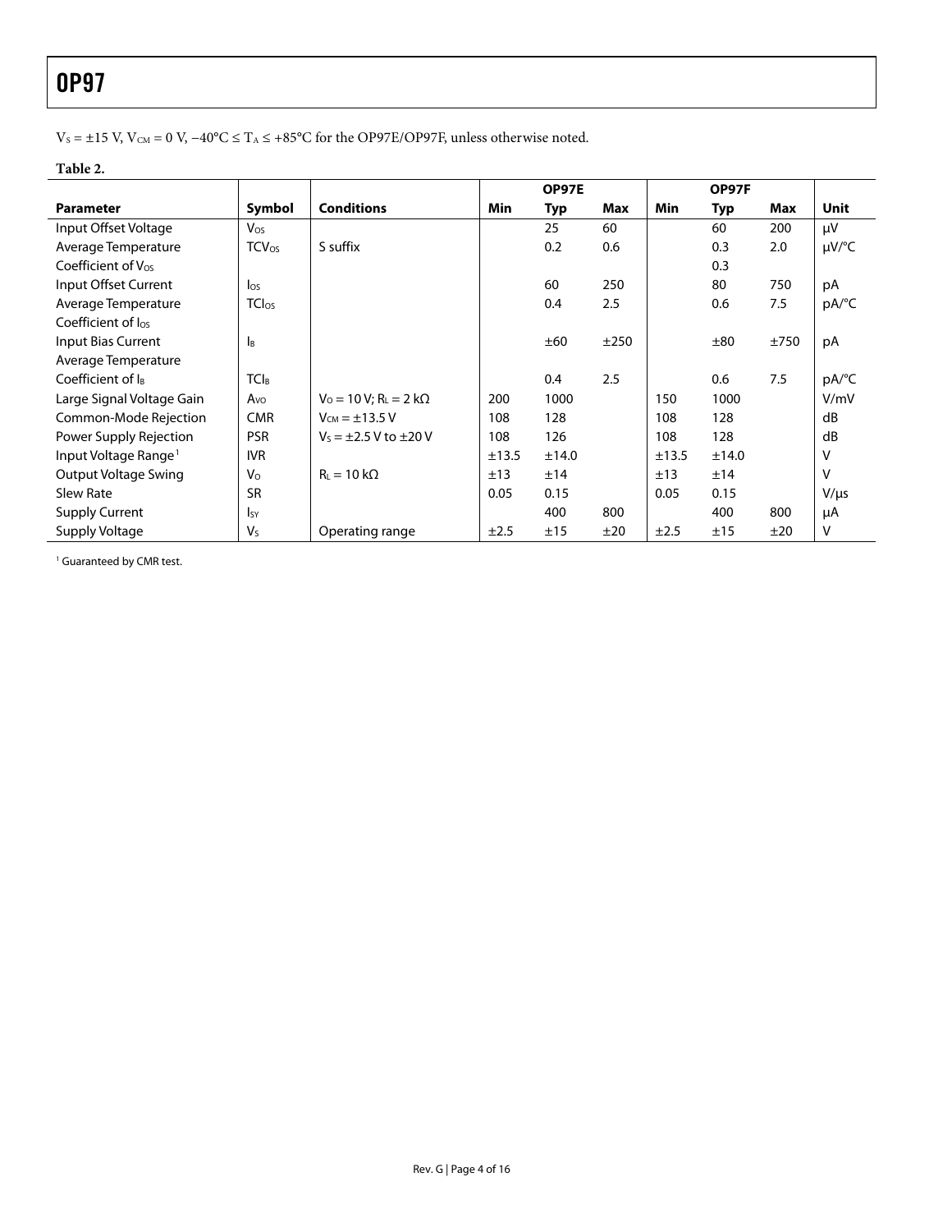$V_S = \pm 15$ V, $V_{CM} = 0$ V, $-40°C \leq T_A \leq +85°C$ for the OP97E/OP97F, unless otherwise noted.

**Table 2.**

| Parameter | Symbol | Conditions | OP97E | | | OP97F | | | Unit |
|---|---|---|---|---|---|---|---|---|---|
| | | | Min | Typ | Max | Min | Typ | Max | |
| Input Offset Voltage | $V_{OS}$ | | | 25 | 60 | | 60 | 200 | μV |
| Average Temperature Coefficient of $V_{OS}$ | $TCV_{OS}$ | S suffix | | 0.2 | 0.6 | | 0.3 | 2.0 | μV/°C |
| | | | | | | | 0.3 | | |
| Input Offset Current | $I_{OS}$ | | | 60 | 250 | | 80 | 750 | pA |
| Average Temperature Coefficient of $I_{OS}$ | $TCI_{OS}$ | | | 0.4 | 2.5 | | 0.6 | 7.5 | pA/°C |
| Input Bias Current | $I_B$ | | | ±60 | ±250 | | ±80 | ±750 | pA |
| Average Temperature Coefficient of $I_B$ | $TCI_B$ | | | 0.4 | 2.5 | | 0.6 | 7.5 | pA/°C |
| Large Signal Voltage Gain | $A_{VO}$ | $V_O = 10$ V; $R_L = 2$ kΩ | 200 | 1000 | | 150 | 1000 | | V/mV |
| Common-Mode Rejection | CMR | $V_{CM} = \pm 13.5$ V | 108 | 128 | | 108 | 128 | | dB |
| Power Supply Rejection | PSR | $V_S = \pm 2.5$ V to $\pm 20$ V | 108 | 126 | | 108 | 128 | | dB |
| Input Voltage Range[1] | IVR | | ±13.5 | ±14.0 | | ±13.5 | ±14.0 | | V |
| Output Voltage Swing | $V_O$ | $R_L = 10$ kΩ | ±13 | ±14 | | ±13 | ±14 | | V |
| Slew Rate | SR | | 0.05 | 0.15 | | 0.05 | 0.15 | | V/μs |
| Supply Current | $I_{SY}$ | | | 400 | 800 | | 400 | 800 | μA |
| Supply Voltage | $V_S$ | Operating range | ±2.5 | ±15 | ±20 | ±2.5 | ±15 | ±20 | V |

[1] Guaranteed by CMR test.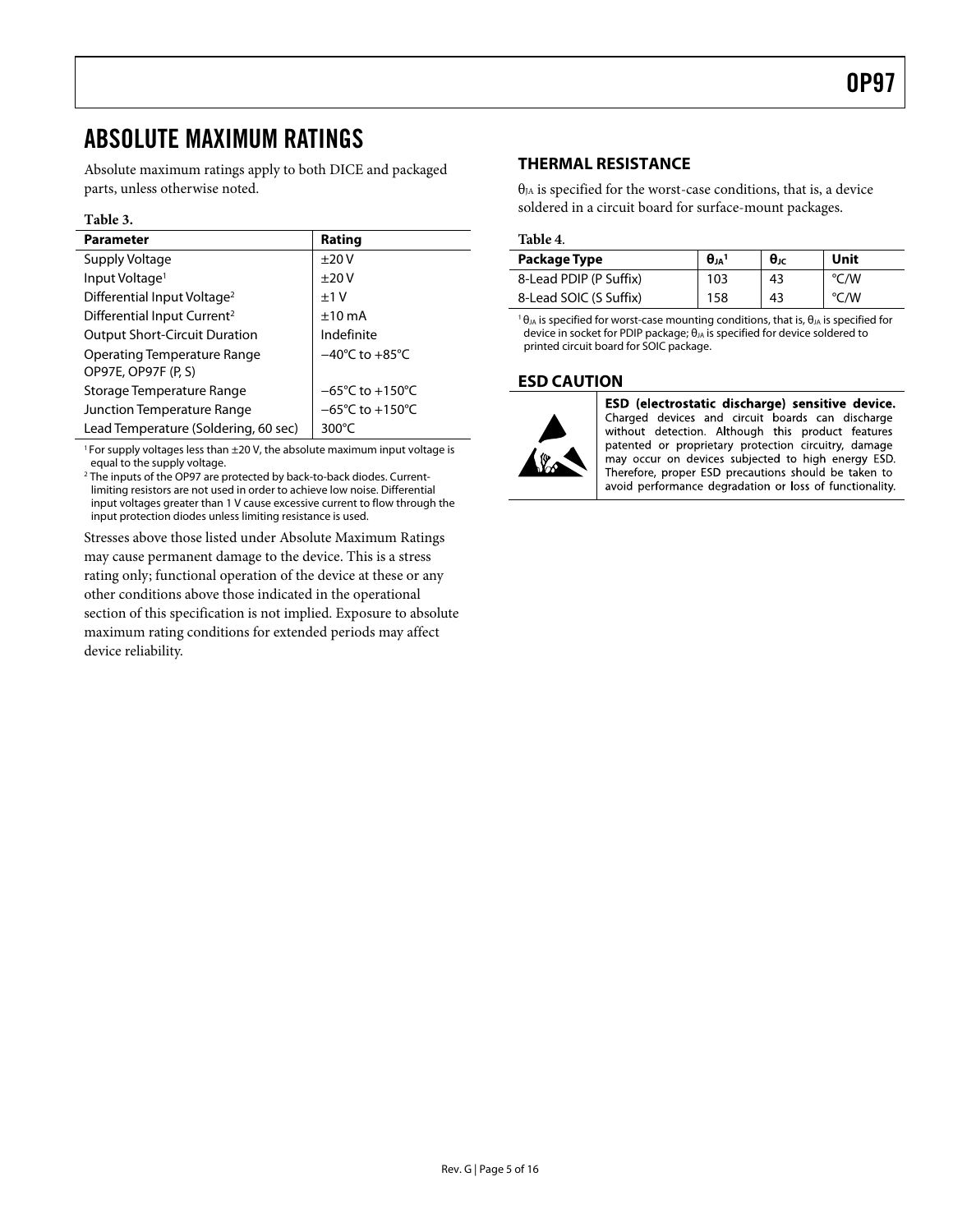## ABSOLUTE MAXIMUM RATINGS

Absolute maximum ratings apply to both DICE and packaged parts, unless otherwise noted.

**Table 3.**

| Parameter | Rating |
|---|---|
| Supply Voltage | ±20 V |
| Input Voltage[1] | ±20 V |
| Differential Input Voltage[2] | ±1 V |
| Differential Input Current[2] | ±10 mA |
| Output Short-Circuit Duration | Indefinite |
| Operating Temperature Range OP97E, OP97F (P, S) | −40°C to +85°C |
| Storage Temperature Range | −65°C to +150°C |
| Junction Temperature Range | −65°C to +150°C |
| Lead Temperature (Soldering, 60 sec) | 300°C |

[1] For supply voltages less than ±20 V, the absolute maximum input voltage is equal to the supply voltage.

[2] The inputs of the OP97 are protected by back-to-back diodes. Current-limiting resistors are not used in order to achieve low noise. Differential input voltages greater than 1 V cause excessive current to flow through the input protection diodes unless limiting resistance is used.

Stresses above those listed under Absolute Maximum Ratings may cause permanent damage to the device. This is a stress rating only; functional operation of the device at these or any other conditions above those indicated in the operational section of this specification is not implied. Exposure to absolute maximum rating conditions for extended periods may affect device reliability.

### THERMAL RESISTANCE

$\theta_{JA}$ is specified for the worst-case conditions, that is, a device soldered in a circuit board for surface-mount packages.

**Table 4.**

| Package Type | $\theta_{JA}$[1] | $\theta_{JC}$ | Unit |
|---|---|---|---|
| 8-Lead PDIP (P Suffix) | 103 | 43 | °C/W |
| 8-Lead SOIC (S Suffix) | 158 | 43 | °C/W |

[1] $\theta_{JA}$ is specified for worst-case mounting conditions, that is, $\theta_{JA}$ is specified for device in socket for PDIP package; $\theta_{JA}$ is specified for device soldered to printed circuit board for SOIC package.

### ESD CAUTION

**ESD (electrostatic discharge) sensitive device.** Charged devices and circuit boards can discharge without detection. Although this product features patented or proprietary protection circuitry, damage may occur on devices subjected to high energy ESD. Therefore, proper ESD precautions should be taken to avoid performance degradation or loss of functionality.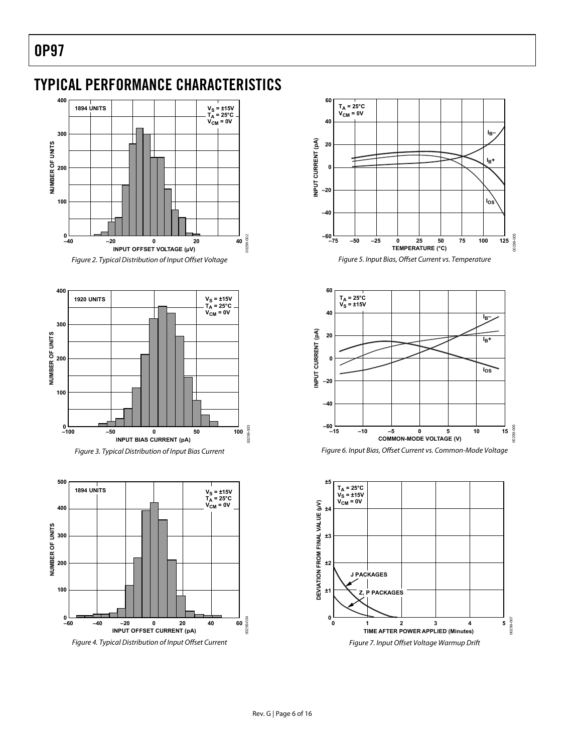# TYPICAL PERFORMANCE CHARACTERISTICS

Figure 2. Typical Distribution of Input Offset Voltage

Figure 3. Typical Distribution of Input Bias Current

Figure 4. Typical Distribution of Input Offset Current

Figure 5. Input Bias, Offset Current vs. Temperature

Figure 6. Input Bias, Offset Current vs. Common-Mode Voltage

Figure 7. Input Offset Voltage Warmup Drift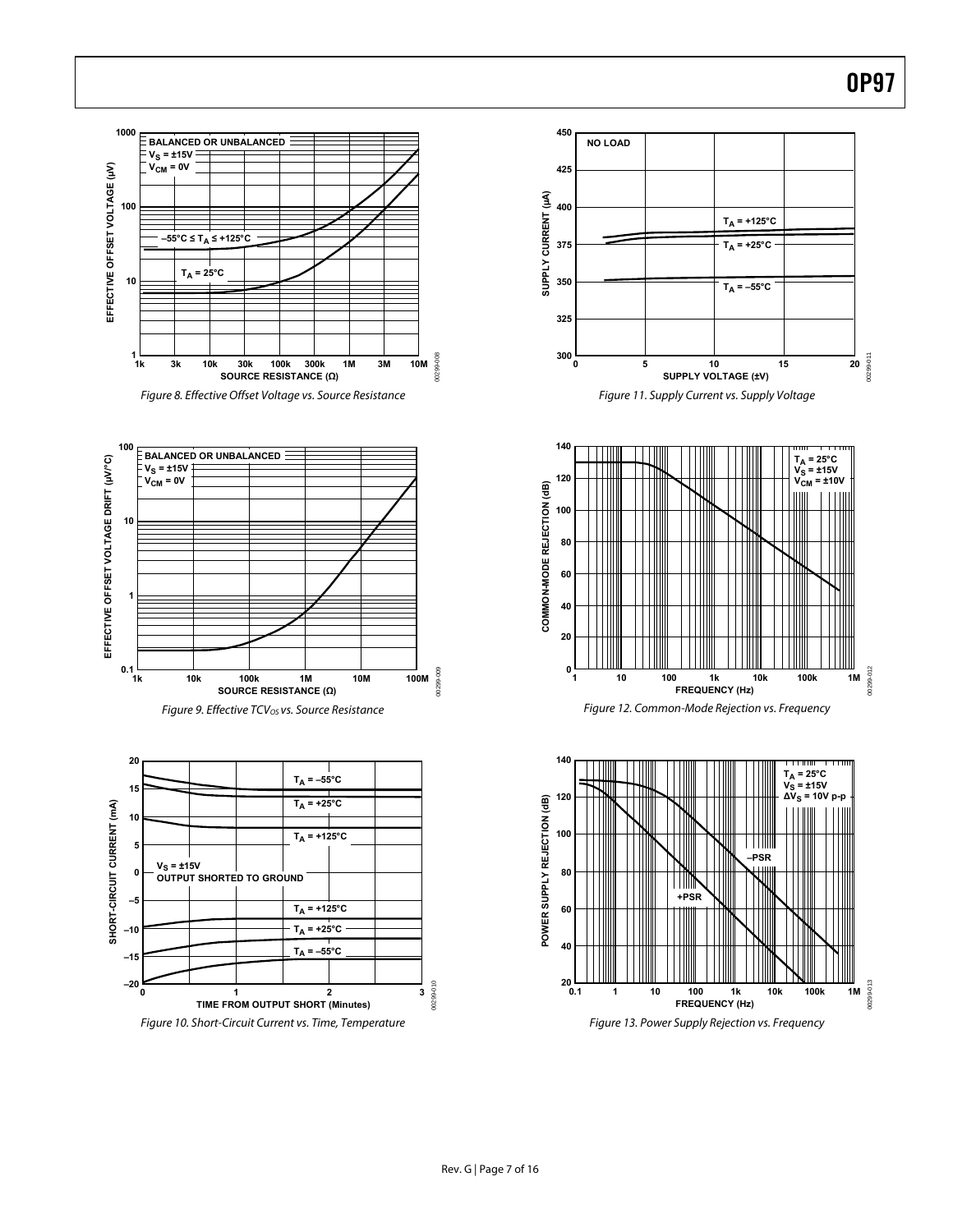Figure 8. Effective Offset Voltage vs. Source Resistance

Figure 9. Effective $TCV_{OS}$ vs. Source Resistance

Figure 10. Short-Circuit Current vs. Time, Temperature

Figure 11. Supply Current vs. Supply Voltage

Figure 12. Common-Mode Rejection vs. Frequency

Figure 13. Power Supply Rejection vs. Frequency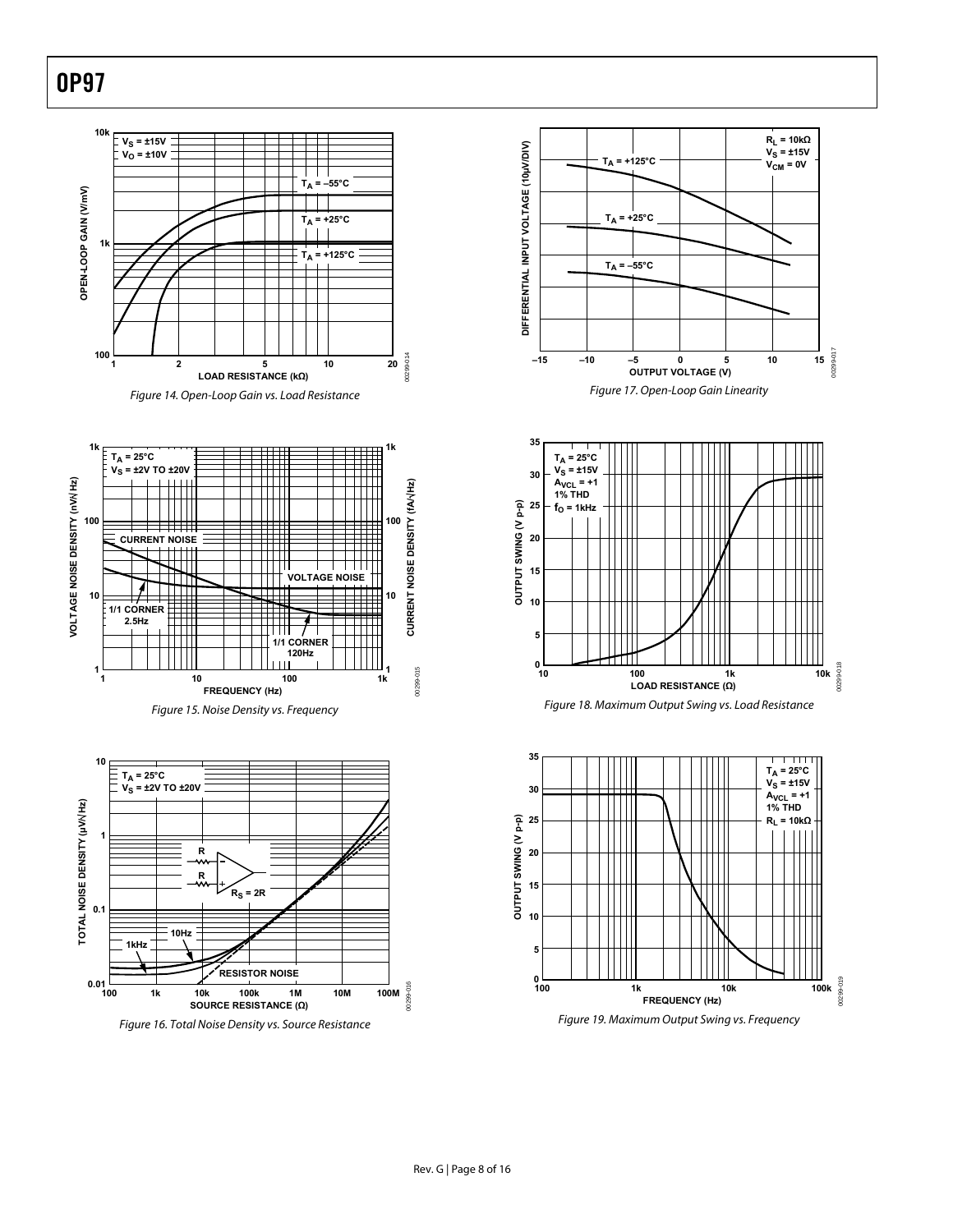Figure 14. Open-Loop Gain vs. Load Resistance

Figure 15. Noise Density vs. Frequency

Figure 16. Total Noise Density vs. Source Resistance

Figure 17. Open-Loop Gain Linearity

Figure 18. Maximum Output Swing vs. Load Resistance

Figure 19. Maximum Output Swing vs. Frequency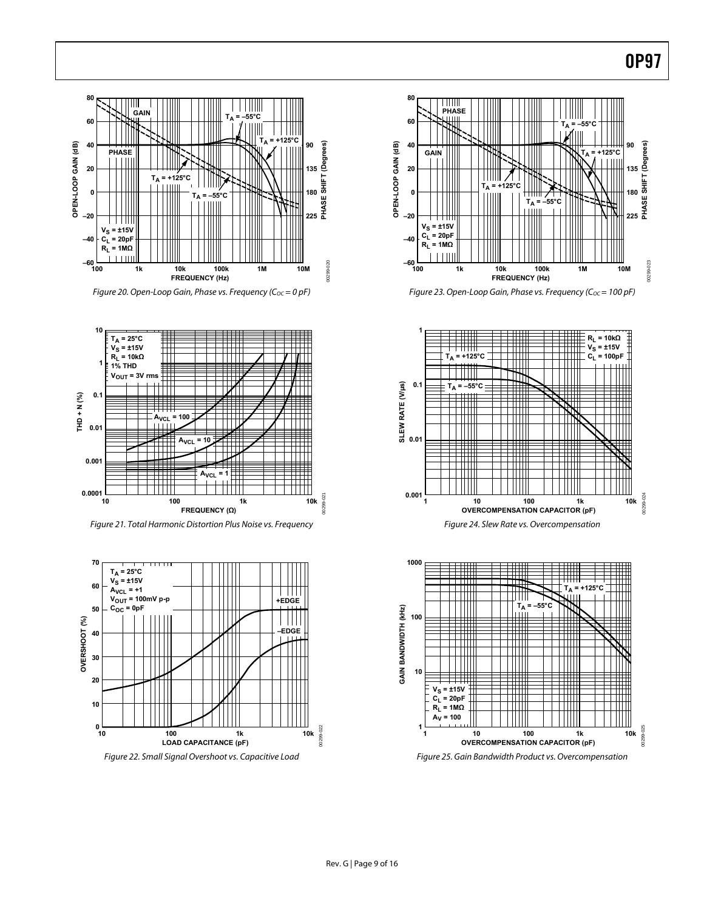Figure 20. Open-Loop Gain, Phase vs. Frequency ($C_{OC}$ = 0 pF)

Figure 21. Total Harmonic Distortion Plus Noise vs. Frequency

Figure 22. Small Signal Overshoot vs. Capacitive Load

Figure 23. Open-Loop Gain, Phase vs. Frequency ($C_{OC}$ = 100 pF)

Figure 24. Slew Rate vs. Overcompensation

Figure 25. Gain Bandwidth Product vs. Overcompensation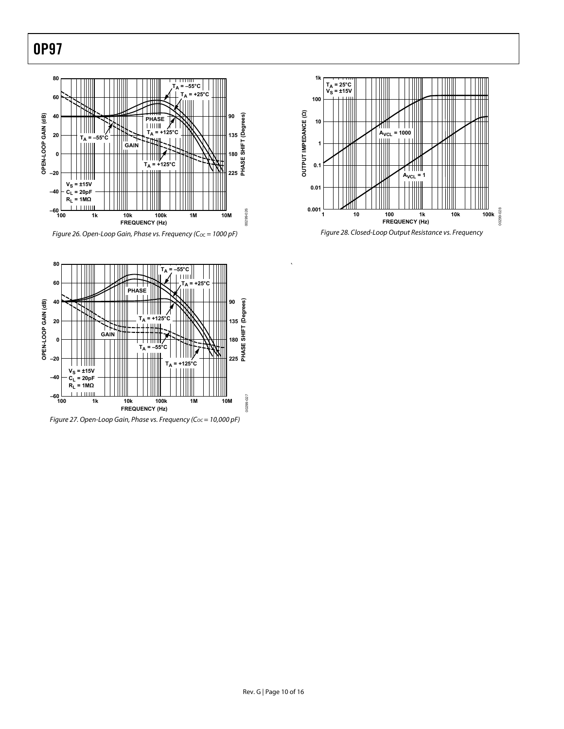Figure 26. Open-Loop Gain, Phase vs. Frequency ($C_{OC}$ = 1000 pF)

Figure 27. Open-Loop Gain, Phase vs. Frequency ($C_{OC}$ = 10,000 pF)

Figure 28. Closed-Loop Output Resistance vs. Frequency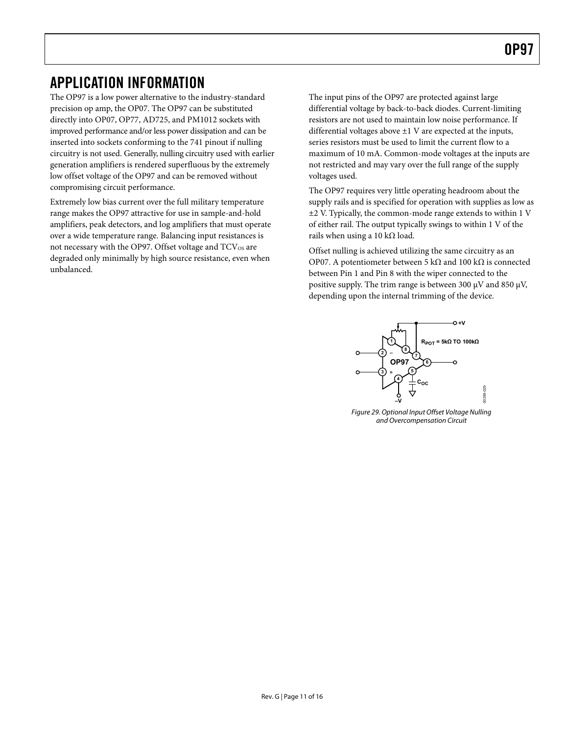## APPLICATION INFORMATION

The OP97 is a low power alternative to the industry-standard precision op amp, the OP07. The OP97 can be substituted directly into OP07, OP77, AD725, and PM1012 sockets with improved performance and/or less power dissipation and can be inserted into sockets conforming to the 741 pinout if nulling circuitry is not used. Generally, nulling circuitry used with earlier generation amplifiers is rendered superfluous by the extremely low offset voltage of the OP97 and can be removed without compromising circuit performance.

Extremely low bias current over the full military temperature range makes the OP97 attractive for use in sample-and-hold amplifiers, peak detectors, and log amplifiers that must operate over a wide temperature range. Balancing input resistances is not necessary with the OP97. Offset voltage and $TCV_{OS}$ are degraded only minimally by high source resistance, even when unbalanced.

The input pins of the OP97 are protected against large differential voltage by back-to-back diodes. Current-limiting resistors are not used to maintain low noise performance. If differential voltages above ±1 V are expected at the inputs, series resistors must be used to limit the current flow to a maximum of 10 mA. Common-mode voltages at the inputs are not restricted and may vary over the full range of the supply voltages used.

The OP97 requires very little operating headroom about the supply rails and is specified for operation with supplies as low as ±2 V. Typically, the common-mode range extends to within 1 V of either rail. The output typically swings to within 1 V of the rails when using a 10 kΩ load.

Offset nulling is achieved utilizing the same circuitry as an OP07. A potentiometer between 5 kΩ and 100 kΩ is connected between Pin 1 and Pin 8 with the wiper connected to the positive supply. The trim range is between 300 μV and 850 μV, depending upon the internal trimming of the device.

*Figure 29. Optional Input Offset Voltage Nulling and Overcompensation Circuit*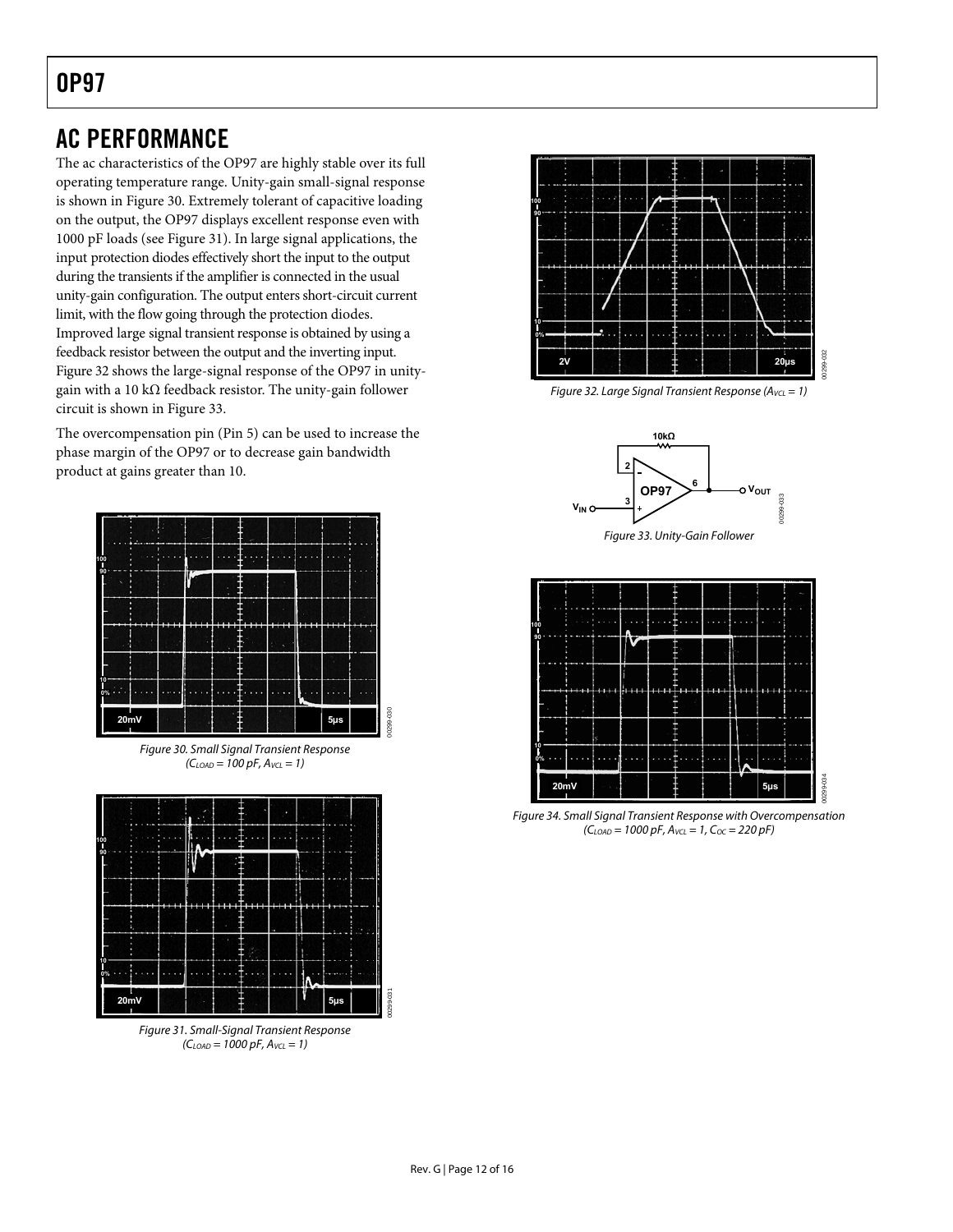## AC PERFORMANCE

The ac characteristics of the OP97 are highly stable over its full operating temperature range. Unity-gain small-signal response is shown in Figure 30. Extremely tolerant of capacitive loading on the output, the OP97 displays excellent response even with 1000 pF loads (see Figure 31). In large signal applications, the input protection diodes effectively short the input to the output during the transients if the amplifier is connected in the usual unity-gain configuration. The output enters short-circuit current limit, with the flow going through the protection diodes. Improved large signal transient response is obtained by using a feedback resistor between the output and the inverting input. Figure 32 shows the large-signal response of the OP97 in unity-gain with a 10 kΩ feedback resistor. The unity-gain follower circuit is shown in Figure 33.

The overcompensation pin (Pin 5) can be used to increase the phase margin of the OP97 or to decrease gain bandwidth product at gains greater than 10.

Figure 30. Small Signal Transient Response ($C_{LOAD}$ = 100 pF, $A_{VCL}$ = 1)

Figure 31. Small-Signal Transient Response ($C_{LOAD}$ = 1000 pF, $A_{VCL}$ = 1)

Figure 32. Large Signal Transient Response ($A_{VCL}$ = 1)

Figure 33. Unity-Gain Follower

Figure 34. Small Signal Transient Response with Overcompensation ($C_{LOAD}$ = 1000 pF, $A_{VCL}$ = 1, $C_{OC}$ = 220 pF)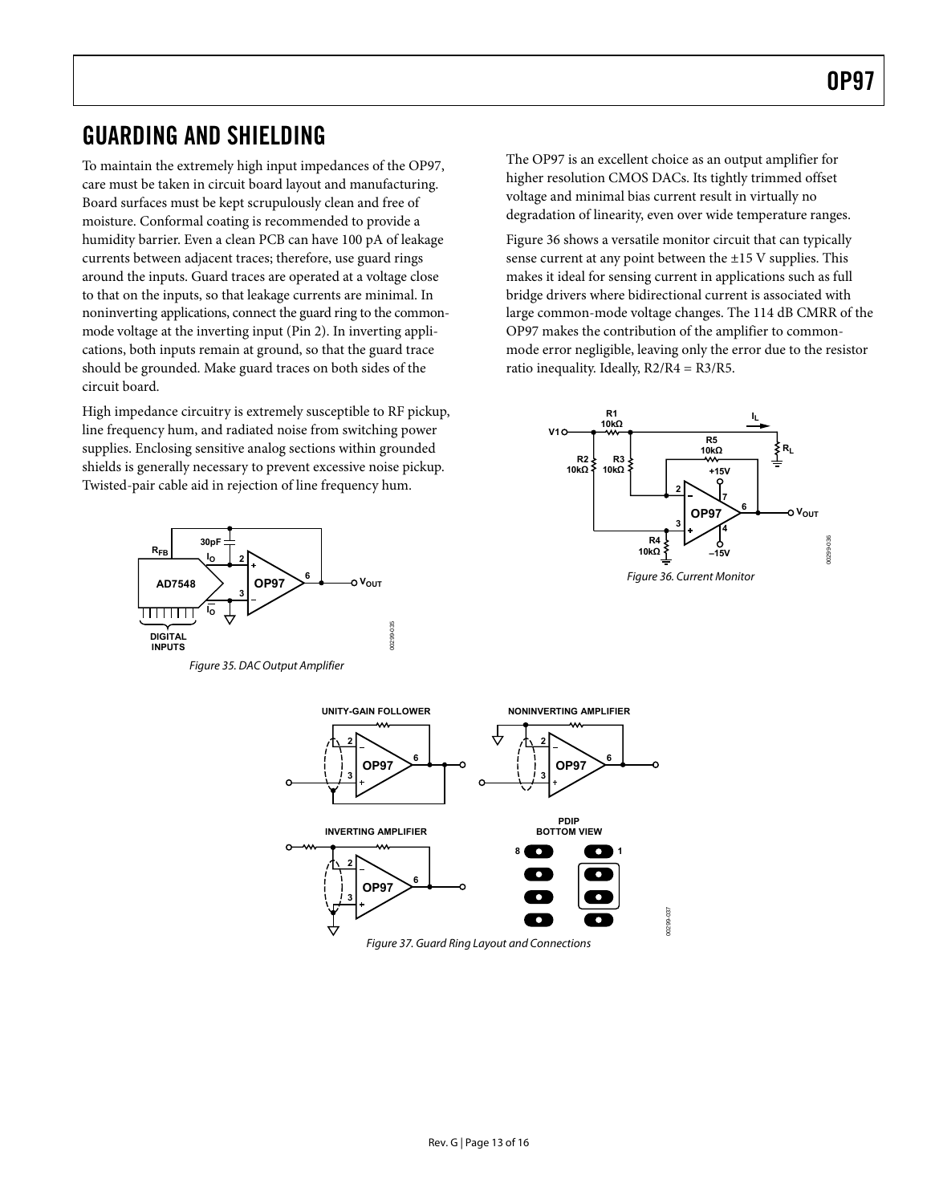## GUARDING AND SHIELDING

To maintain the extremely high input impedances of the OP97, care must be taken in circuit board layout and manufacturing. Board surfaces must be kept scrupulously clean and free of moisture. Conformal coating is recommended to provide a humidity barrier. Even a clean PCB can have 100 pA of leakage currents between adjacent traces; therefore, use guard rings around the inputs. Guard traces are operated at a voltage close to that on the inputs, so that leakage currents are minimal. In noninverting applications, connect the guard ring to the common-mode voltage at the inverting input (Pin 2). In inverting applications, both inputs remain at ground, so that the guard trace should be grounded. Make guard traces on both sides of the circuit board.

High impedance circuitry is extremely susceptible to RF pickup, line frequency hum, and radiated noise from switching power supplies. Enclosing sensitive analog sections within grounded shields is generally necessary to prevent excessive noise pickup. Twisted-pair cable aid in rejection of line frequency hum.

*Figure 35. DAC Output Amplifier*

The OP97 is an excellent choice as an output amplifier for higher resolution CMOS DACs. Its tightly trimmed offset voltage and minimal bias current result in virtually no degradation of linearity, even over wide temperature ranges.

Figure 36 shows a versatile monitor circuit that can typically sense current at any point between the ±15 V supplies. This makes it ideal for sensing current in applications such as full bridge drivers where bidirectional current is associated with large common-mode voltage changes. The 114 dB CMRR of the OP97 makes the contribution of the amplifier to common-mode error negligible, leaving only the error due to the resistor ratio inequality. Ideally, R2/R4 = R3/R5.

*Figure 36. Current Monitor*

*Figure 37. Guard Ring Layout and Connections*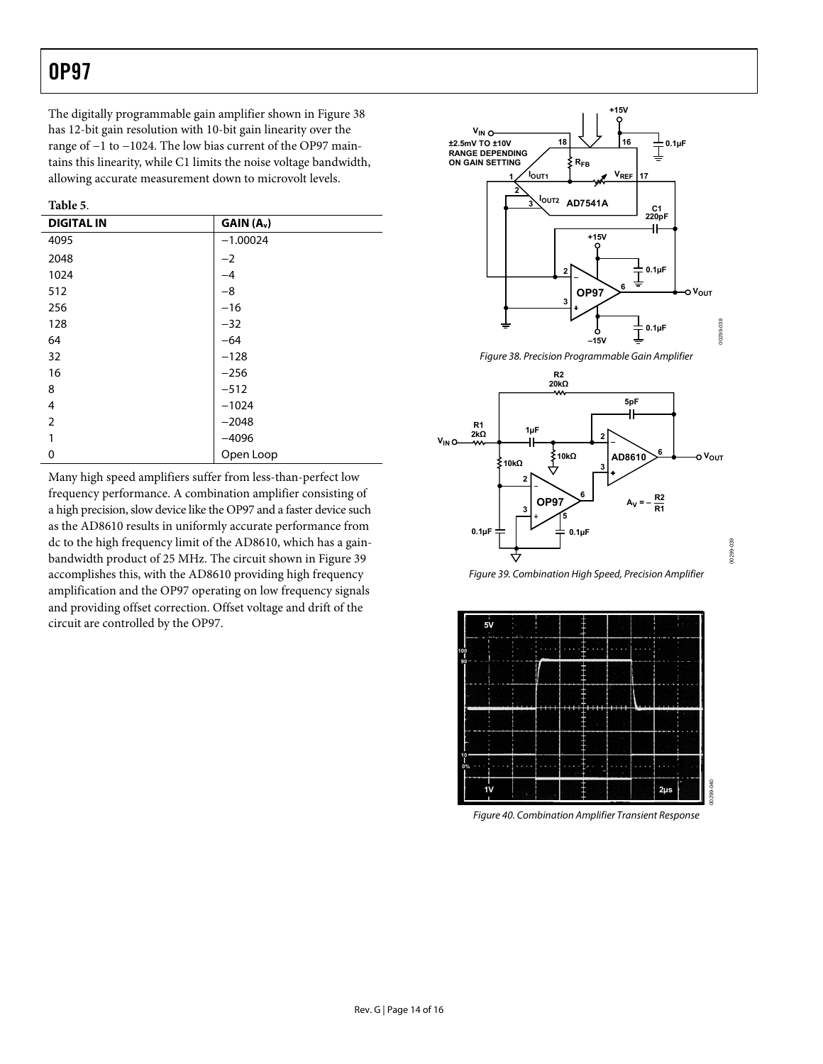The digitally programmable gain amplifier shown in Figure 38 has 12-bit gain resolution with 10-bit gain linearity over the range of −1 to −1024. The low bias current of the OP97 maintains this linearity, while C1 limits the noise voltage bandwidth, allowing accurate measurement down to microvolt levels.

**Table 5**.

| DIGITAL IN | GAIN ($A_V$) |
|---|---|
| 4095 | −1.00024 |
| 2048 | −2 |
| 1024 | −4 |
| 512 | −8 |
| 256 | −16 |
| 128 | −32 |
| 64 | −64 |
| 32 | −128 |
| 16 | −256 |
| 8 | −512 |
| 4 | −1024 |
| 2 | −2048 |
| 1 | −4096 |
| 0 | Open Loop |

Many high speed amplifiers suffer from less-than-perfect low frequency performance. A combination amplifier consisting of a high precision, slow device like the OP97 and a faster device such as the AD8610 results in uniformly accurate performance from dc to the high frequency limit of the AD8610, which has a gain-bandwidth product of 25 MHz. The circuit shown in Figure 39 accomplishes this, with the AD8610 providing high frequency amplification and the OP97 operating on low frequency signals and providing offset correction. Offset voltage and drift of the circuit are controlled by the OP97.

*Figure 38. Precision Programmable Gain Amplifier*

*Figure 39. Combination High Speed, Precision Amplifier*

*Figure 40. Combination Amplifier Transient Response*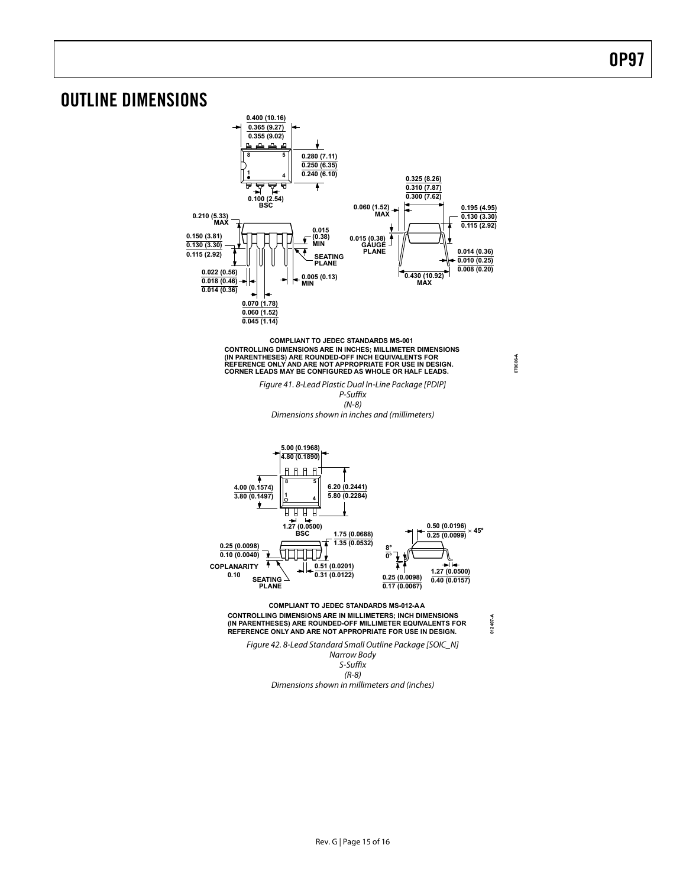## OUTLINE DIMENSIONS

COMPLIANT TO JEDEC STANDARDS MS-001

CONTROLLING DIMENSIONS ARE IN INCHES; MILLIMETER DIMENSIONS (IN PARENTHESES) ARE ROUNDED-OFF INCH EQUIVALENTS FOR REFERENCE ONLY AND ARE NOT APPROPRIATE FOR USE IN DESIGN. CORNER LEADS MAY BE CONFIGURED AS WHOLE OR HALF LEADS.

*Figure 41. 8-Lead Plastic Dual In-Line Package [PDIP]*
*P-Suffix*
*(N-8)*
*Dimensions shown in inches and (millimeters)*

COMPLIANT TO JEDEC STANDARDS MS-012-AA

CONTROLLING DIMENSIONS ARE IN MILLIMETERS; INCH DIMENSIONS (IN PARENTHESES) ARE ROUNDED-OFF MILLIMETER EQUIVALENTS FOR REFERENCE ONLY AND ARE NOT APPROPRIATE FOR USE IN DESIGN.

*Figure 42. 8-Lead Standard Small Outline Package [SOIC_N]*
*Narrow Body*
*S-Suffix*
*(R-8)*
*Dimensions shown in millimeters and (inches)*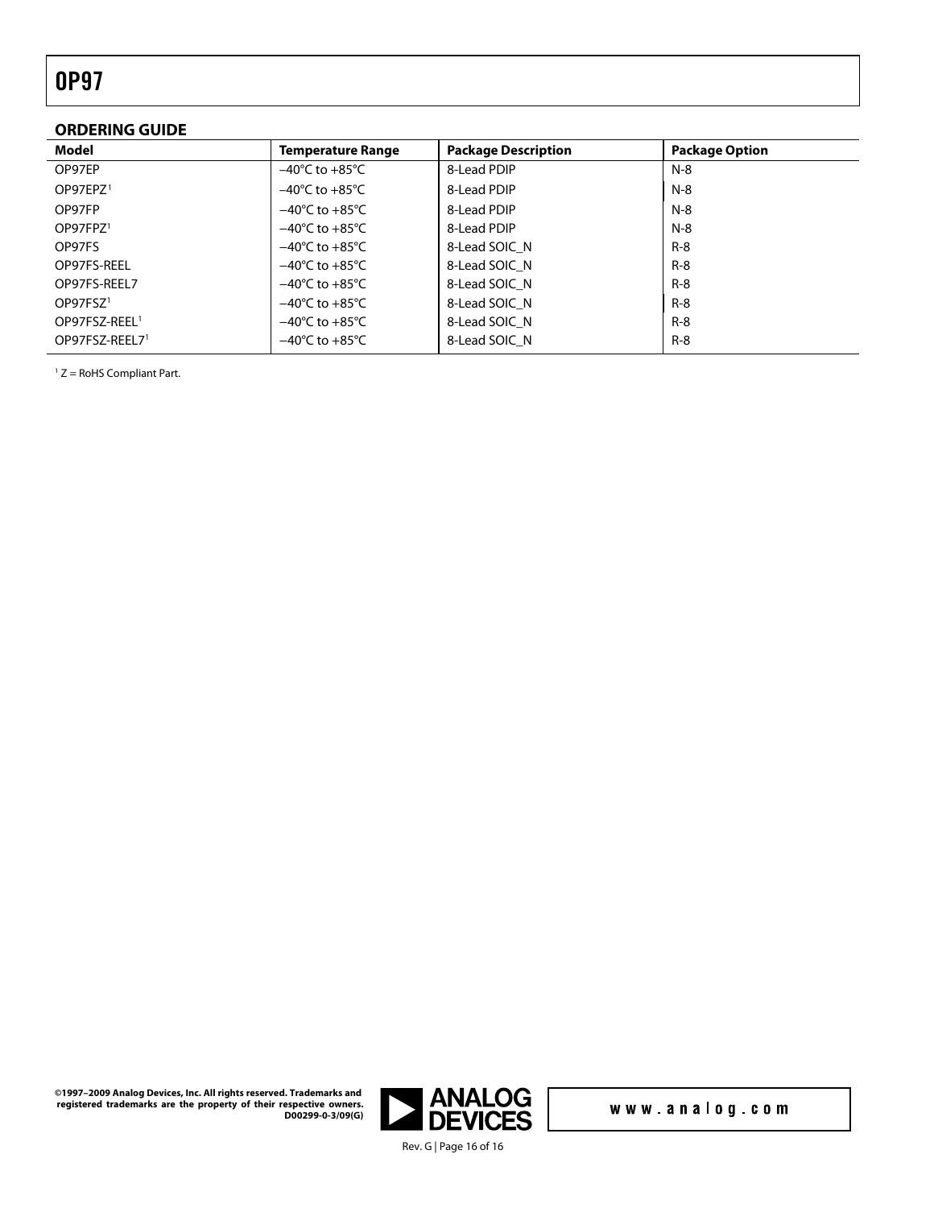## ORDERING GUIDE

| Model | Temperature Range | Package Description | Package Option |
|---|---|---|---|
| OP97EP | −40°C to +85°C | 8-Lead PDIP | N-8 |
| OP97EPZ[1] | −40°C to +85°C | 8-Lead PDIP | N-8 |
| OP97FP | −40°C to +85°C | 8-Lead PDIP | N-8 |
| OP97FPZ[1] | −40°C to +85°C | 8-Lead PDIP | N-8 |
| OP97FS | −40°C to +85°C | 8-Lead SOIC_N | R-8 |
| OP97FS-REEL | −40°C to +85°C | 8-Lead SOIC_N | R-8 |
| OP97FS-REEL7 | −40°C to +85°C | 8-Lead SOIC_N | R-8 |
| OP97FSZ[1] | −40°C to +85°C | 8-Lead SOIC_N | R-8 |
| OP97FSZ-REEL[1] | −40°C to +85°C | 8-Lead SOIC_N | R-8 |
| OP97FSZ-REEL7[1] | −40°C to +85°C | 8-Lead SOIC_N | R-8 |

[1] Z = RoHS Compliant Part.

©1997–2009 Analog Devices, Inc. All rights reserved. Trademarks and registered trademarks are the property of their respective owners.
D00299-0-3/09(G)